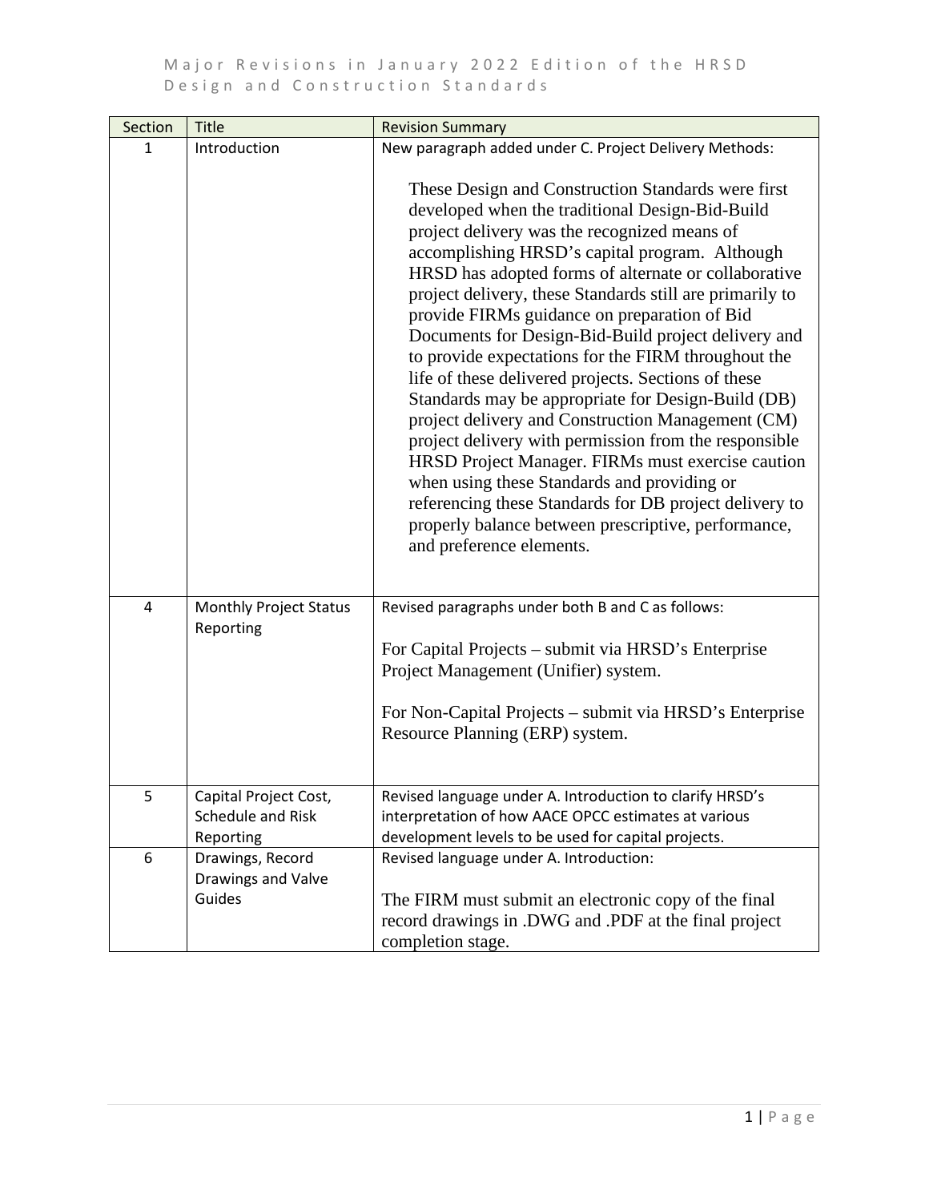# Major Revisions in January 2022 Edition of the HRSD Design and Construction Standards

| Section | Title | Revision Summary |
|---|---|---|
| 1 | Introduction | New paragraph added under C. Project Delivery Methods:<br><br>These Design and Construction Standards were first developed when the traditional Design-Bid-Build project delivery was the recognized means of accomplishing HRSD's capital program. Although HRSD has adopted forms of alternate or collaborative project delivery, these Standards still are primarily to provide FIRMs guidance on preparation of Bid Documents for Design-Bid-Build project delivery and to provide expectations for the FIRM throughout the life of these delivered projects. Sections of these Standards may be appropriate for Design-Build (DB) project delivery and Construction Management (CM) project delivery with permission from the responsible HRSD Project Manager. FIRMs must exercise caution when using these Standards and providing or referencing these Standards for DB project delivery to properly balance between prescriptive, performance, and preference elements. |
| 4 | Monthly Project Status Reporting | Revised paragraphs under both B and C as follows:<br><br>For Capital Projects – submit via HRSD's Enterprise Project Management (Unifier) system.<br><br>For Non-Capital Projects – submit via HRSD's Enterprise Resource Planning (ERP) system. |
| 5 | Capital Project Cost, Schedule and Risk Reporting | Revised language under A. Introduction to clarify HRSD's interpretation of how AACE OPCC estimates at various development levels to be used for capital projects. |
| 6 | Drawings, Record Drawings and Valve Guides | Revised language under A. Introduction:<br><br>The FIRM must submit an electronic copy of the final record drawings in .DWG and .PDF at the final project completion stage. |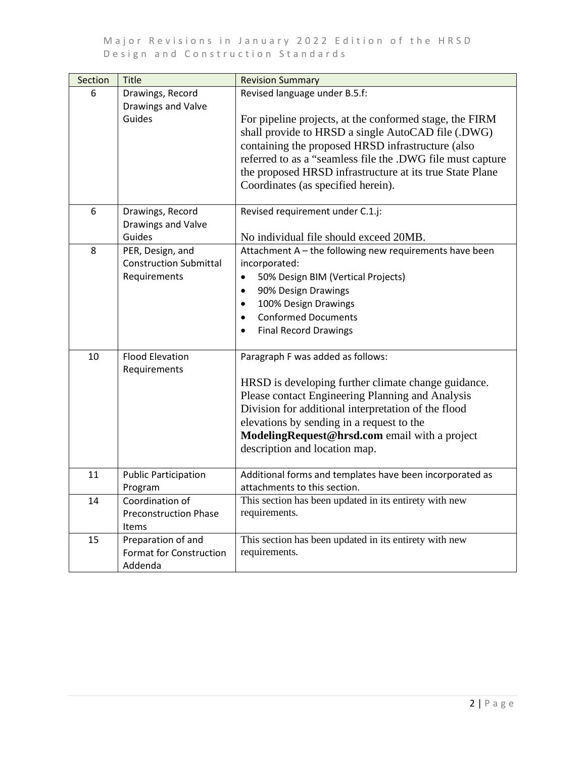| Section | Title | Revision Summary |
|---|---|---|
| 6 | Drawings, Record Drawings and Valve Guides | Revised language under B.5.f:<br><br>For pipeline projects, at the conformed stage, the FIRM shall provide to HRSD a single AutoCAD file (.DWG) containing the proposed HRSD infrastructure (also referred to as a "seamless file the .DWG file must capture the proposed HRSD infrastructure at its true State Plane Coordinates (as specified herein). |
| 6 | Drawings, Record Drawings and Valve Guides | Revised requirement under C.1.j:<br><br>No individual file should exceed 20MB. |
| 8 | PER, Design, and Construction Submittal Requirements | Attachment A – the following new requirements have been incorporated:<br>• 50% Design BIM (Vertical Projects)<br>• 90% Design Drawings<br>• 100% Design Drawings<br>• Conformed Documents<br>• Final Record Drawings |
| 10 | Flood Elevation Requirements | Paragraph F was added as follows:<br><br>HRSD is developing further climate change guidance. Please contact Engineering Planning and Analysis Division for additional interpretation of the flood elevations by sending in a request to the **ModelingRequest@hrsd.com** email with a project description and location map. |
| 11 | Public Participation Program | Additional forms and templates have been incorporated as attachments to this section. |
| 14 | Coordination of Preconstruction Phase Items | This section has been updated in its entirety with new requirements. |
| 15 | Preparation of and Format for Construction Addenda | This section has been updated in its entirety with new requirements. |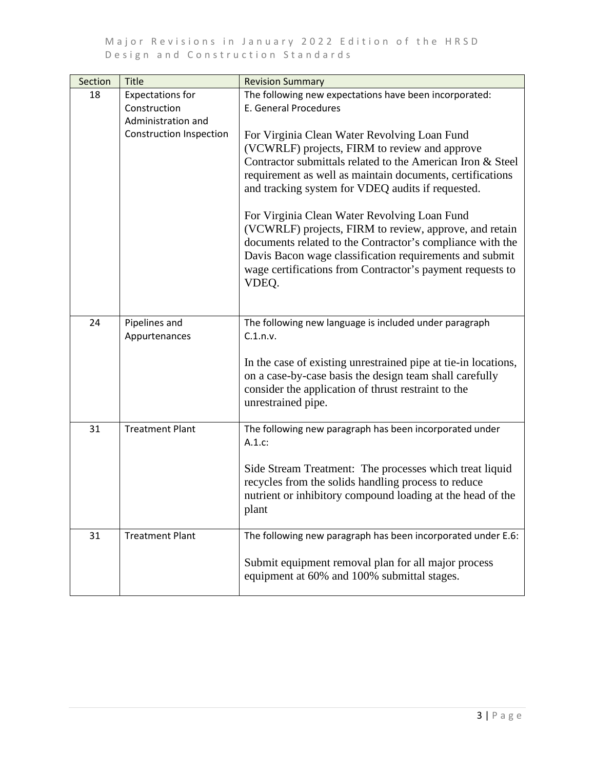| Section | Title | Revision Summary |
|---|---|---|
| 18 | Expectations for Construction Administration and Construction Inspection | The following new expectations have been incorporated:<br>E. General Procedures<br><br>For Virginia Clean Water Revolving Loan Fund (VCWRLF) projects, FIRM to review and approve Contractor submittals related to the American Iron & Steel requirement as well as maintain documents, certifications and tracking system for VDEQ audits if requested.<br><br>For Virginia Clean Water Revolving Loan Fund (VCWRLF) projects, FIRM to review, approve, and retain documents related to the Contractor's compliance with the Davis Bacon wage classification requirements and submit wage certifications from Contractor's payment requests to VDEQ. |
| 24 | Pipelines and Appurtenances | The following new language is included under paragraph C.1.n.v.<br><br>In the case of existing unrestrained pipe at tie-in locations, on a case-by-case basis the design team shall carefully consider the application of thrust restraint to the unrestrained pipe. |
| 31 | Treatment Plant | The following new paragraph has been incorporated under A.1.c:<br><br>Side Stream Treatment: The processes which treat liquid recycles from the solids handling process to reduce nutrient or inhibitory compound loading at the head of the plant |
| 31 | Treatment Plant | The following new paragraph has been incorporated under E.6:<br><br>Submit equipment removal plan for all major process equipment at 60% and 100% submittal stages. |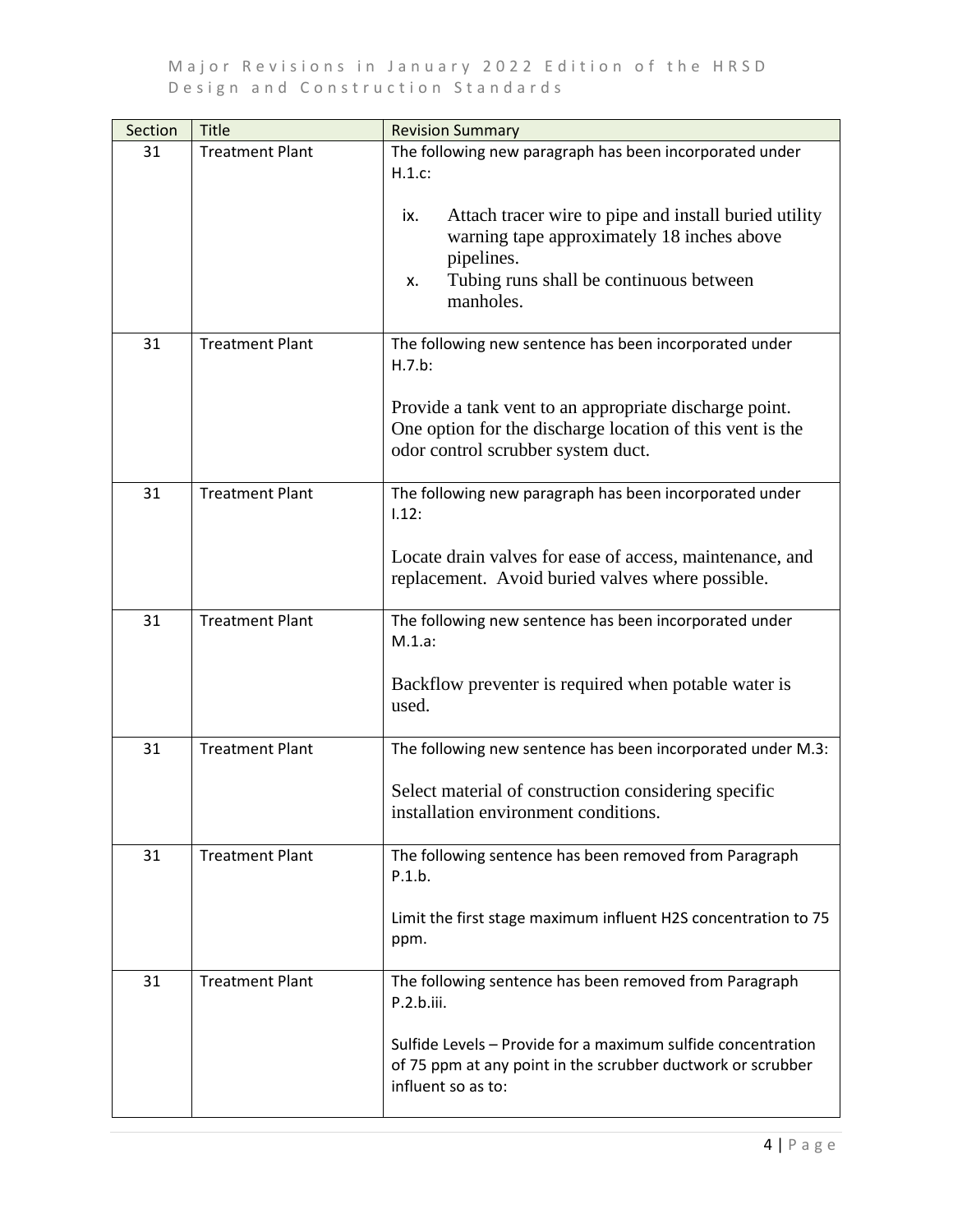| Section | Title | Revision Summary |
|---|---|---|
| 31 | Treatment Plant | The following new paragraph has been incorporated under H.1.c:<br><br>ix. Attach tracer wire to pipe and install buried utility warning tape approximately 18 inches above pipelines.<br>x. Tubing runs shall be continuous between manholes. |
| 31 | Treatment Plant | The following new sentence has been incorporated under H.7.b:<br><br>Provide a tank vent to an appropriate discharge point. One option for the discharge location of this vent is the odor control scrubber system duct. |
| 31 | Treatment Plant | The following new paragraph has been incorporated under I.12:<br><br>Locate drain valves for ease of access, maintenance, and replacement. Avoid buried valves where possible. |
| 31 | Treatment Plant | The following new sentence has been incorporated under M.1.a:<br><br>Backflow preventer is required when potable water is used. |
| 31 | Treatment Plant | The following new sentence has been incorporated under M.3:<br><br>Select material of construction considering specific installation environment conditions. |
| 31 | Treatment Plant | The following sentence has been removed from Paragraph P.1.b.<br><br>Limit the first stage maximum influent $H_2S$ concentration to 75 ppm. |
| 31 | Treatment Plant | The following sentence has been removed from Paragraph P.2.b.iii.<br><br>Sulfide Levels – Provide for a maximum sulfide concentration of 75 ppm at any point in the scrubber ductwork or scrubber influent so as to: |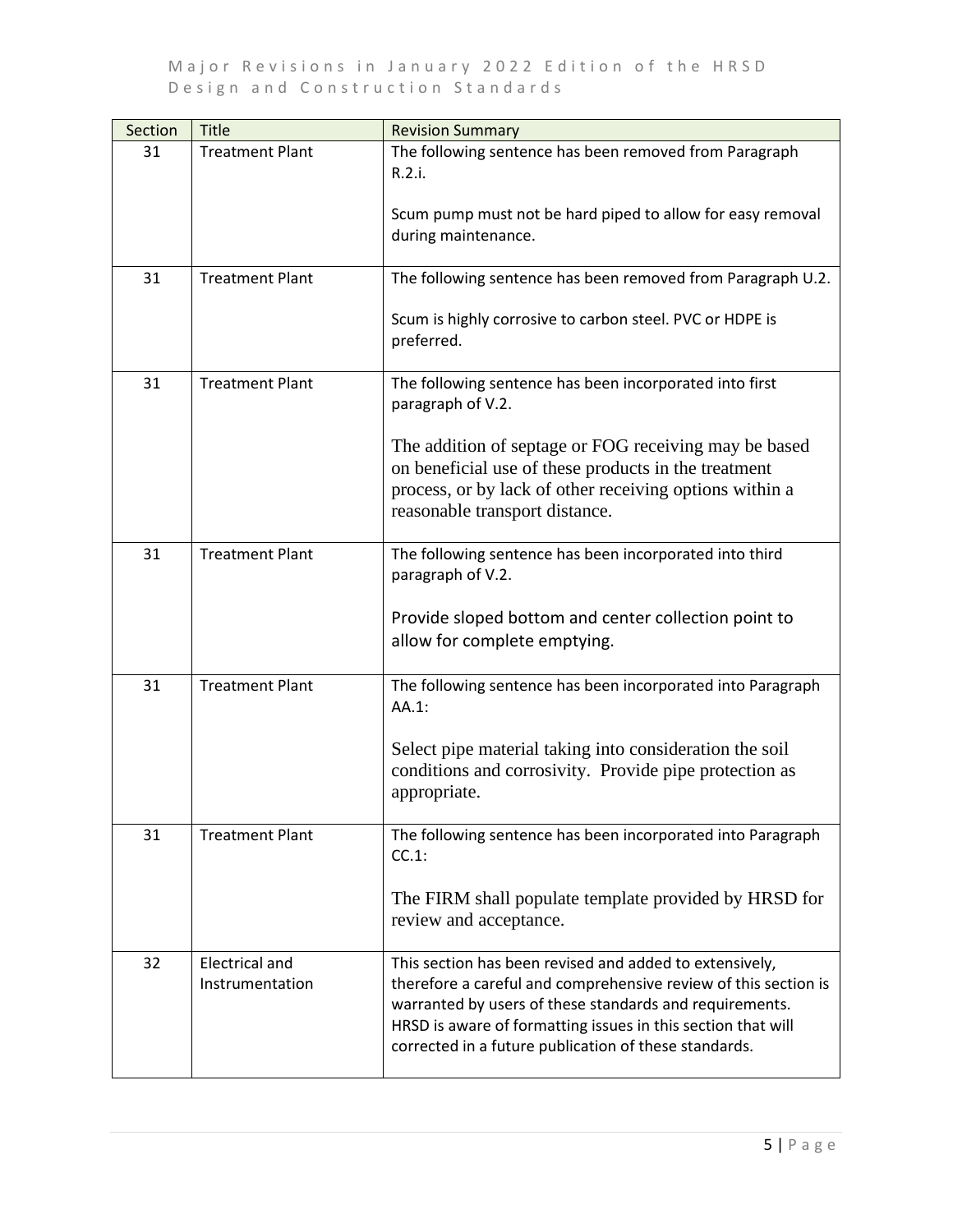| Section | Title | Revision Summary |
|---|---|---|
| 31 | Treatment Plant | The following sentence has been removed from Paragraph R.2.i.<br><br>Scum pump must not be hard piped to allow for easy removal during maintenance. |
| 31 | Treatment Plant | The following sentence has been removed from Paragraph U.2.<br><br>Scum is highly corrosive to carbon steel. PVC or HDPE is preferred. |
| 31 | Treatment Plant | The following sentence has been incorporated into first paragraph of V.2.<br><br>The addition of septage or FOG receiving may be based on beneficial use of these products in the treatment process, or by lack of other receiving options within a reasonable transport distance. |
| 31 | Treatment Plant | The following sentence has been incorporated into third paragraph of V.2.<br><br>Provide sloped bottom and center collection point to allow for complete emptying. |
| 31 | Treatment Plant | The following sentence has been incorporated into Paragraph AA.1:<br><br>Select pipe material taking into consideration the soil conditions and corrosivity. Provide pipe protection as appropriate. |
| 31 | Treatment Plant | The following sentence has been incorporated into Paragraph CC.1:<br><br>The FIRM shall populate template provided by HRSD for review and acceptance. |
| 32 | Electrical and Instrumentation | This section has been revised and added to extensively, therefore a careful and comprehensive review of this section is warranted by users of these standards and requirements. HRSD is aware of formatting issues in this section that will corrected in a future publication of these standards. |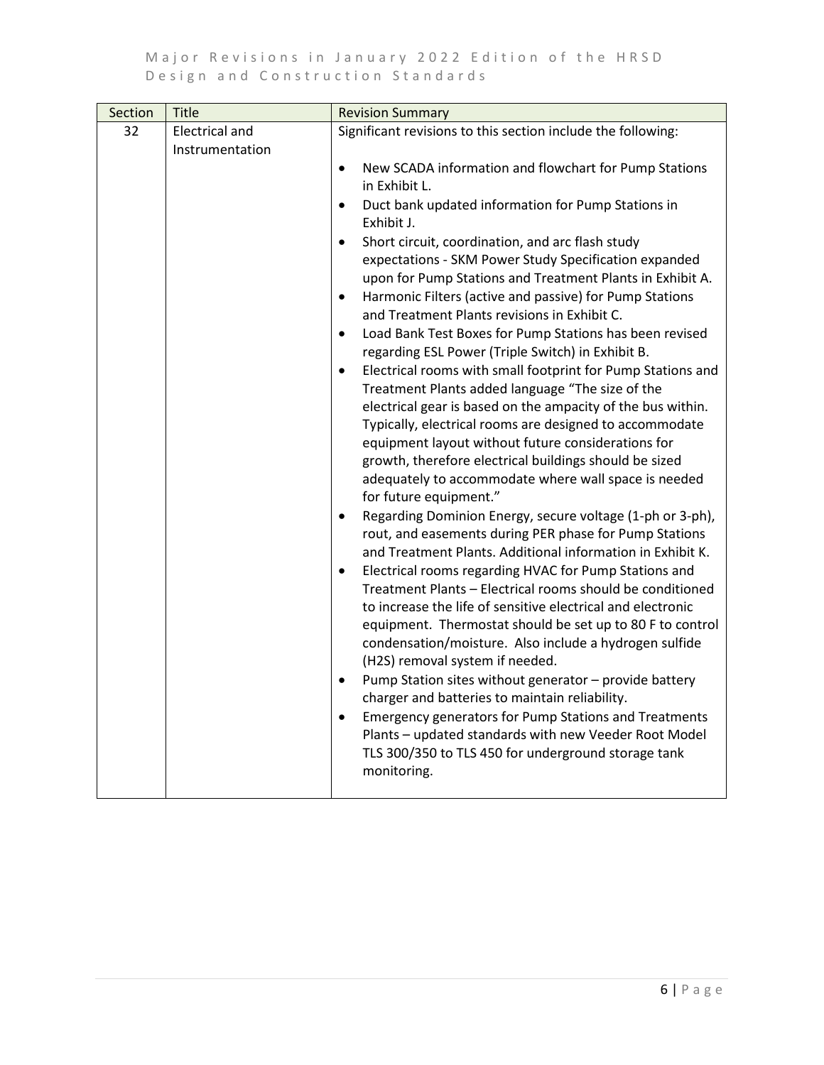| Section | Title | Revision Summary |
|---|---|---|
| 32 | Electrical and Instrumentation | Significant revisions to this section include the following:<br><br>• New SCADA information and flowchart for Pump Stations in Exhibit L.<br>• Duct bank updated information for Pump Stations in Exhibit J.<br>• Short circuit, coordination, and arc flash study expectations - SKM Power Study Specification expanded upon for Pump Stations and Treatment Plants in Exhibit A.<br>• Harmonic Filters (active and passive) for Pump Stations and Treatment Plants revisions in Exhibit C.<br>• Load Bank Test Boxes for Pump Stations has been revised regarding ESL Power (Triple Switch) in Exhibit B.<br>• Electrical rooms with small footprint for Pump Stations and Treatment Plants added language "The size of the electrical gear is based on the ampacity of the bus within. Typically, electrical rooms are designed to accommodate equipment layout without future considerations for growth, therefore electrical buildings should be sized adequately to accommodate where wall space is needed for future equipment."<br>• Regarding Dominion Energy, secure voltage (1-ph or 3-ph), rout, and easements during PER phase for Pump Stations and Treatment Plants. Additional information in Exhibit K.<br>• Electrical rooms regarding HVAC for Pump Stations and Treatment Plants – Electrical rooms should be conditioned to increase the life of sensitive electrical and electronic equipment. Thermostat should be set up to 80 F to control condensation/moisture. Also include a hydrogen sulfide ($H2S$) removal system if needed.<br>• Pump Station sites without generator – provide battery charger and batteries to maintain reliability.<br>• Emergency generators for Pump Stations and Treatments Plants – updated standards with new Veeder Root Model TLS 300/350 to TLS 450 for underground storage tank monitoring. |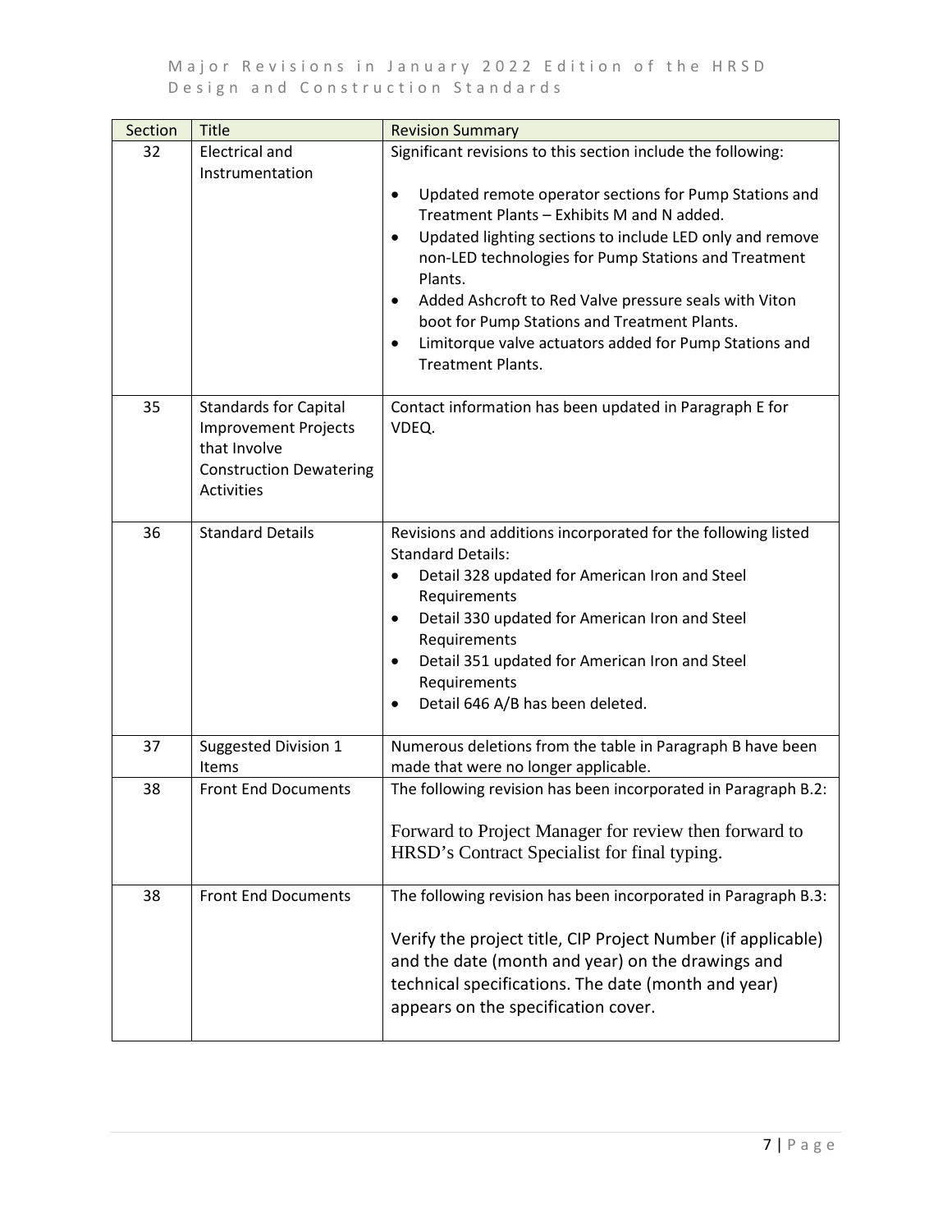| Section | Title | Revision Summary |
|---|---|---|
| 32 | Electrical and Instrumentation | Significant revisions to this section include the following:<br>• Updated remote operator sections for Pump Stations and Treatment Plants – Exhibits M and N added.<br>• Updated lighting sections to include LED only and remove non-LED technologies for Pump Stations and Treatment Plants.<br>• Added Ashcroft to Red Valve pressure seals with Viton boot for Pump Stations and Treatment Plants.<br>• Limitorque valve actuators added for Pump Stations and Treatment Plants. |
| 35 | Standards for Capital Improvement Projects that Involve Construction Dewatering Activities | Contact information has been updated in Paragraph E for VDEQ. |
| 36 | Standard Details | Revisions and additions incorporated for the following listed Standard Details:<br>• Detail 328 updated for American Iron and Steel Requirements<br>• Detail 330 updated for American Iron and Steel Requirements<br>• Detail 351 updated for American Iron and Steel Requirements<br>• Detail 646 A/B has been deleted. |
| 37 | Suggested Division 1 Items | Numerous deletions from the table in Paragraph B have been made that were no longer applicable. |
| 38 | Front End Documents | The following revision has been incorporated in Paragraph B.2:<br>Forward to Project Manager for review then forward to HRSD's Contract Specialist for final typing. |
| 38 | Front End Documents | The following revision has been incorporated in Paragraph B.3:<br>Verify the project title, CIP Project Number (if applicable) and the date (month and year) on the drawings and technical specifications. The date (month and year) appears on the specification cover. |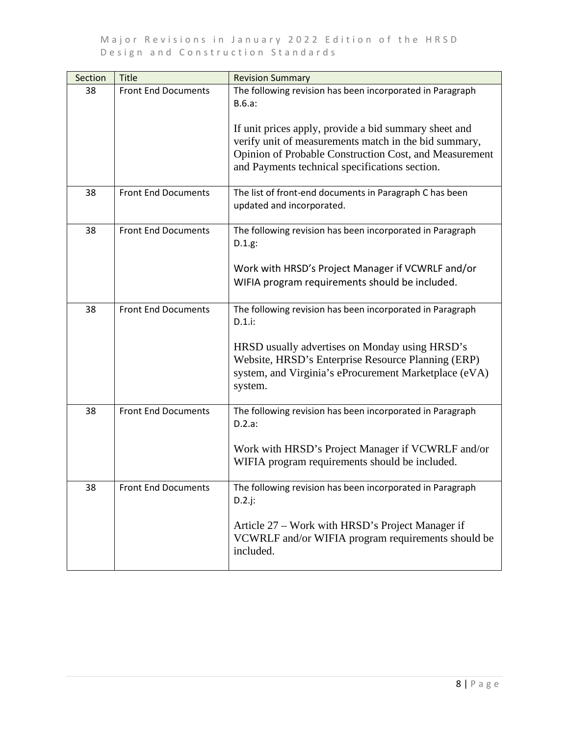| Section | Title | Revision Summary |
|---|---|---|
| 38 | Front End Documents | The following revision has been incorporated in Paragraph B.6.a:<br><br>If unit prices apply, provide a bid summary sheet and verify unit of measurements match in the bid summary, Opinion of Probable Construction Cost, and Measurement and Payments technical specifications section. |
| 38 | Front End Documents | The list of front-end documents in Paragraph C has been updated and incorporated. |
| 38 | Front End Documents | The following revision has been incorporated in Paragraph D.1.g:<br><br>Work with HRSD's Project Manager if VCWRLF and/or WIFIA program requirements should be included. |
| 38 | Front End Documents | The following revision has been incorporated in Paragraph D.1.i:<br><br>HRSD usually advertises on Monday using HRSD's Website, HRSD's Enterprise Resource Planning (ERP) system, and Virginia's eProcurement Marketplace (eVA) system. |
| 38 | Front End Documents | The following revision has been incorporated in Paragraph D.2.a:<br><br>Work with HRSD's Project Manager if VCWRLF and/or WIFIA program requirements should be included. |
| 38 | Front End Documents | The following revision has been incorporated in Paragraph D.2.j:<br><br>Article 27 – Work with HRSD's Project Manager if VCWRLF and/or WIFIA program requirements should be included. |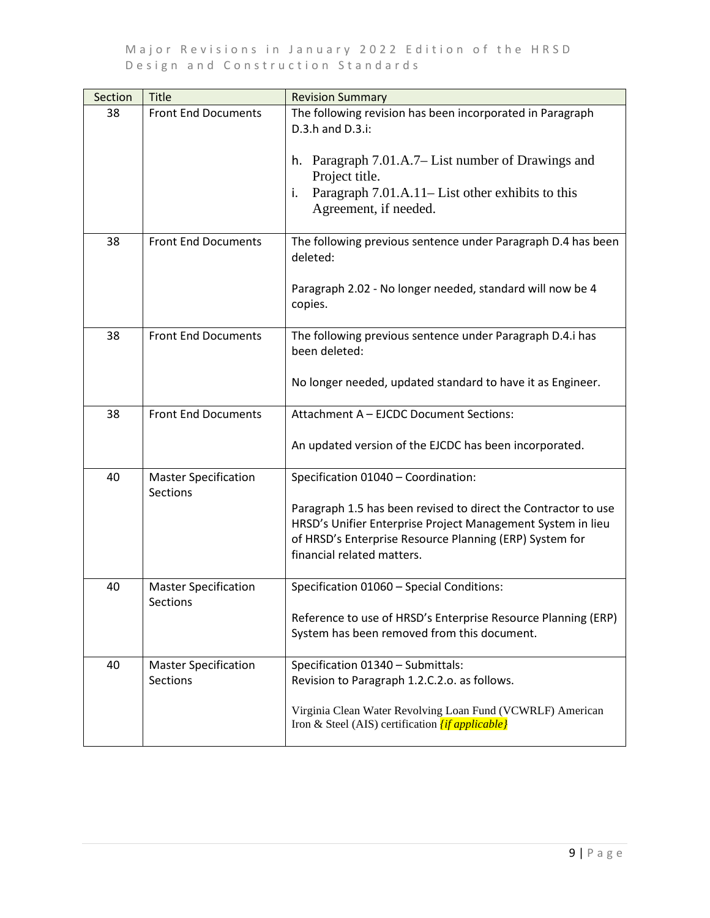| Section | Title | Revision Summary |
|---|---|---|
| 38 | Front End Documents | The following revision has been incorporated in Paragraph D.3.h and D.3.i:<br><br>h. Paragraph 7.01.A.7– List number of Drawings and Project title.<br>i. Paragraph 7.01.A.11– List other exhibits to this Agreement, if needed. |
| 38 | Front End Documents | The following previous sentence under Paragraph D.4 has been deleted:<br><br>Paragraph 2.02 - No longer needed, standard will now be 4 copies. |
| 38 | Front End Documents | The following previous sentence under Paragraph D.4.i has been deleted:<br><br>No longer needed, updated standard to have it as Engineer. |
| 38 | Front End Documents | Attachment A – EJCDC Document Sections:<br><br>An updated version of the EJCDC has been incorporated. |
| 40 | Master Specification Sections | Specification 01040 – Coordination:<br><br>Paragraph 1.5 has been revised to direct the Contractor to use HRSD's Unifier Enterprise Project Management System in lieu of HRSD's Enterprise Resource Planning (ERP) System for financial related matters. |
| 40 | Master Specification Sections | Specification 01060 – Special Conditions:<br><br>Reference to use of HRSD's Enterprise Resource Planning (ERP) System has been removed from this document. |
| 40 | Master Specification Sections | Specification 01340 – Submittals:<br>Revision to Paragraph 1.2.C.2.o. as follows.<br><br>Virginia Clean Water Revolving Loan Fund (VCWRLF) American Iron & Steel (AIS) certification *{if applicable}* |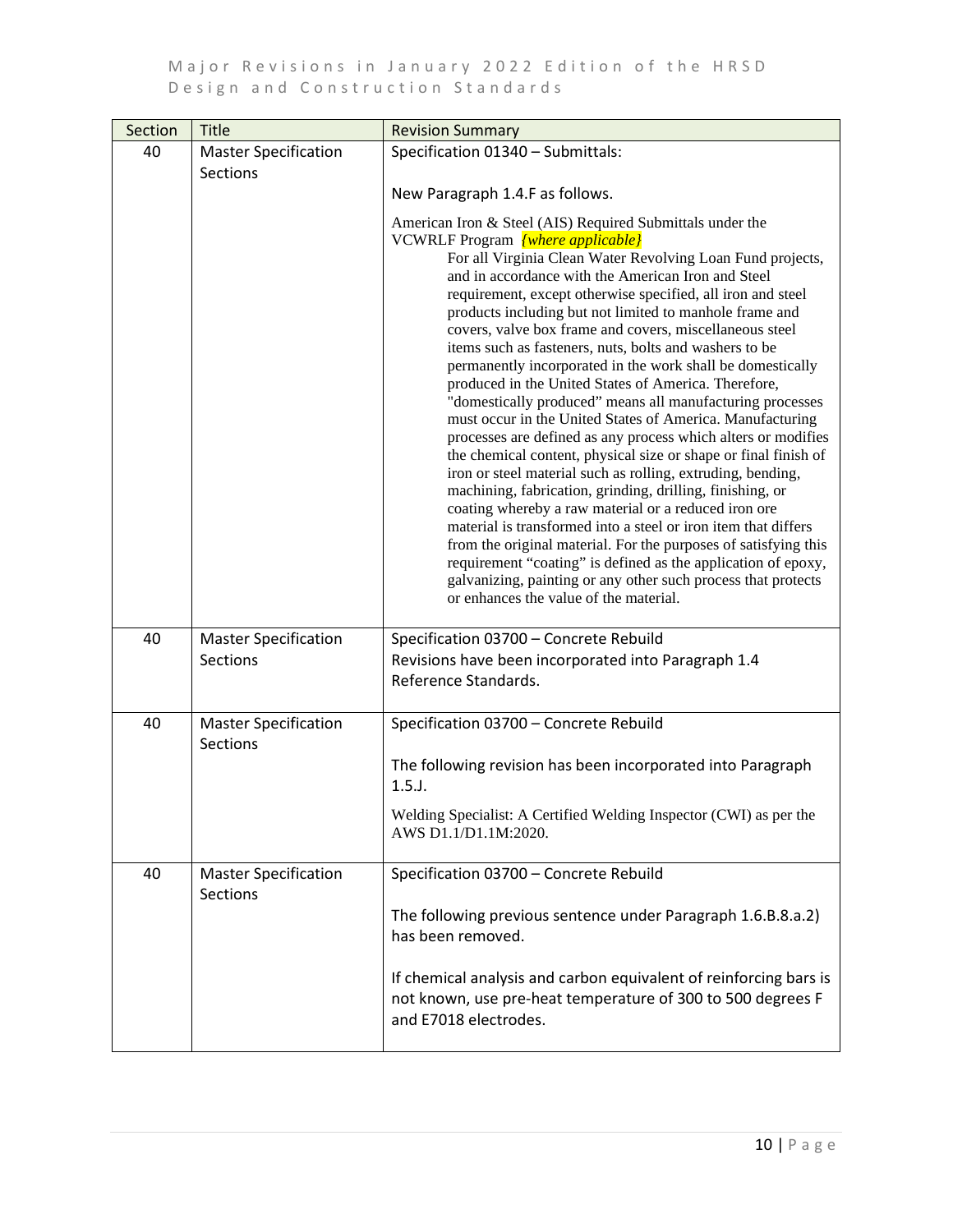| Section | Title | Revision Summary |
| --- | --- | --- |
| 40 | Master Specification Sections | Specification 01340 – Submittals:<br><br>New Paragraph 1.4.F as follows.<br><br>American Iron & Steel (AIS) Required Submittals under the VCWRLF Program *{where applicable}*<br>For all Virginia Clean Water Revolving Loan Fund projects, and in accordance with the American Iron and Steel requirement, except otherwise specified, all iron and steel products including but not limited to manhole frame and covers, valve box frame and covers, miscellaneous steel items such as fasteners, nuts, bolts and washers to be permanently incorporated in the work shall be domestically produced in the United States of America. Therefore, "domestically produced" means all manufacturing processes must occur in the United States of America. Manufacturing processes are defined as any process which alters or modifies the chemical content, physical size or shape or final finish of iron or steel material such as rolling, extruding, bending, machining, fabrication, grinding, drilling, finishing, or coating whereby a raw material or a reduced iron ore material is transformed into a steel or iron item that differs from the original material. For the purposes of satisfying this requirement "coating" is defined as the application of epoxy, galvanizing, painting or any other such process that protects or enhances the value of the material. |
| 40 | Master Specification Sections | Specification 03700 – Concrete Rebuild<br>Revisions have been incorporated into Paragraph 1.4 Reference Standards. |
| 40 | Master Specification Sections | Specification 03700 – Concrete Rebuild<br><br>The following revision has been incorporated into Paragraph 1.5.J.<br><br>Welding Specialist: A Certified Welding Inspector (CWI) as per the AWS D1.1/D1.1M:2020. |
| 40 | Master Specification Sections | Specification 03700 – Concrete Rebuild<br><br>The following previous sentence under Paragraph 1.6.B.8.a.2) has been removed.<br><br>If chemical analysis and carbon equivalent of reinforcing bars is not known, use pre-heat temperature of 300 to 500 degrees F and E7018 electrodes. |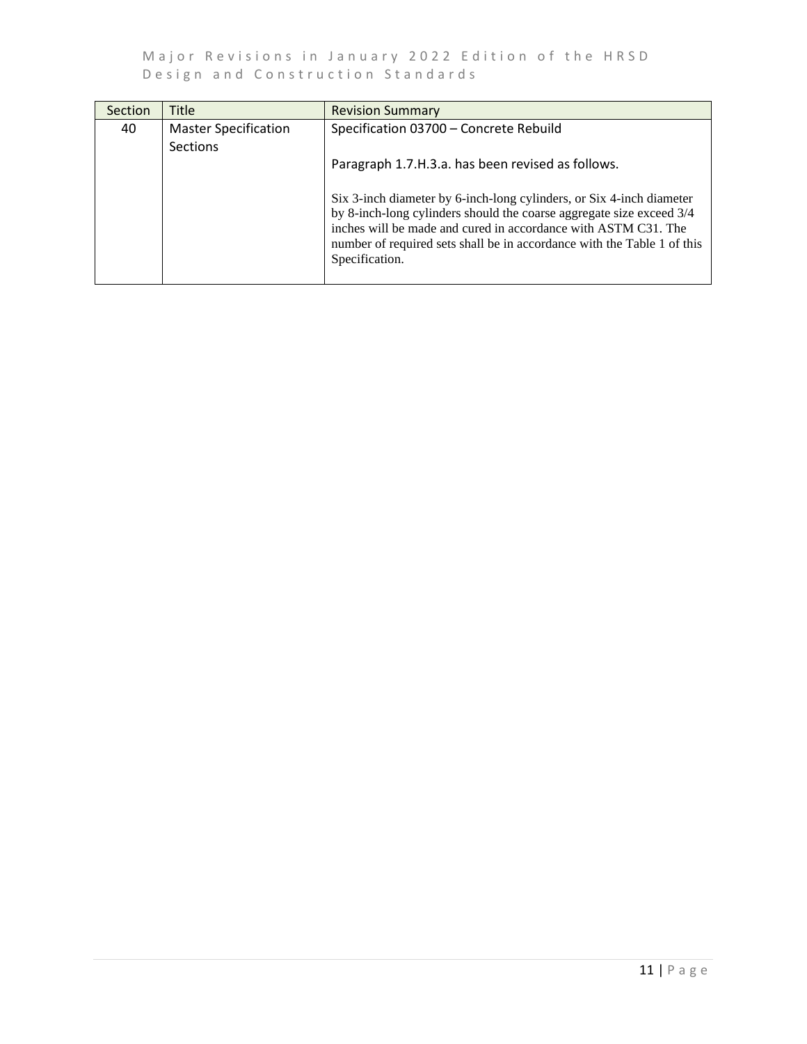| Section | Title | Revision Summary |
| --- | --- | --- |
| 40 | Master Specification Sections | Specification 03700 – Concrete Rebuild<br><br>Paragraph 1.7.H.3.a. has been revised as follows.<br><br>Six 3-inch diameter by 6-inch-long cylinders, or Six 4-inch diameter by 8-inch-long cylinders should the coarse aggregate size exceed 3/4 inches will be made and cured in accordance with ASTM C31. The number of required sets shall be in accordance with the Table 1 of this Specification. |